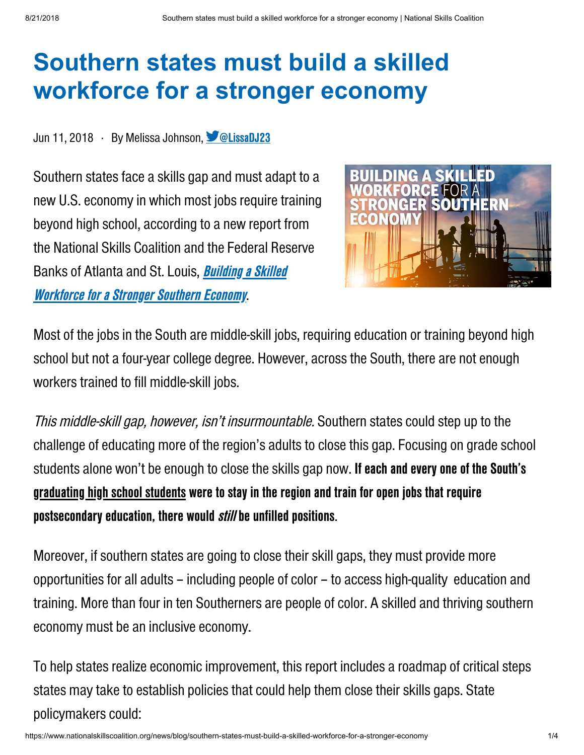# Southern states must build a skilled workforce for a stronger economy

Jun 11, 2018 · By Melissa Johnson, @LissaDJ23

Southern states face a skills gap and must adapt to a new U.S. economy in which most jobs require training beyond high school, according to a new report from the National Skills Coalition and the Federal Reserve Banks of Atlanta and St. Louis, ***Building a Skilled Workforce for a Stronger Southern Economy***.

Most of the jobs in the South are middle-skill jobs, requiring education or training beyond high school but not a four-year college degree. However, across the South, there are not enough workers trained to fill middle-skill jobs.

*This middle-skill gap, however, isn't insurmountable.* Southern states could step up to the challenge of educating more of the region's adults to close this gap. Focusing on grade school students alone won't be enough to close the skills gap now. **If each and every one of the South's graduating high school students were to stay in the region and train for open jobs that require postsecondary education, there would *still* be unfilled positions.**

Moreover, if southern states are going to close their skill gaps, they must provide more opportunities for all adults – including people of color – to access high-quality education and training. More than four in ten Southerners are people of color. A skilled and thriving southern economy must be an inclusive economy.

To help states realize economic improvement, this report includes a roadmap of critical steps states may take to establish policies that could help them close their skills gaps. State policymakers could: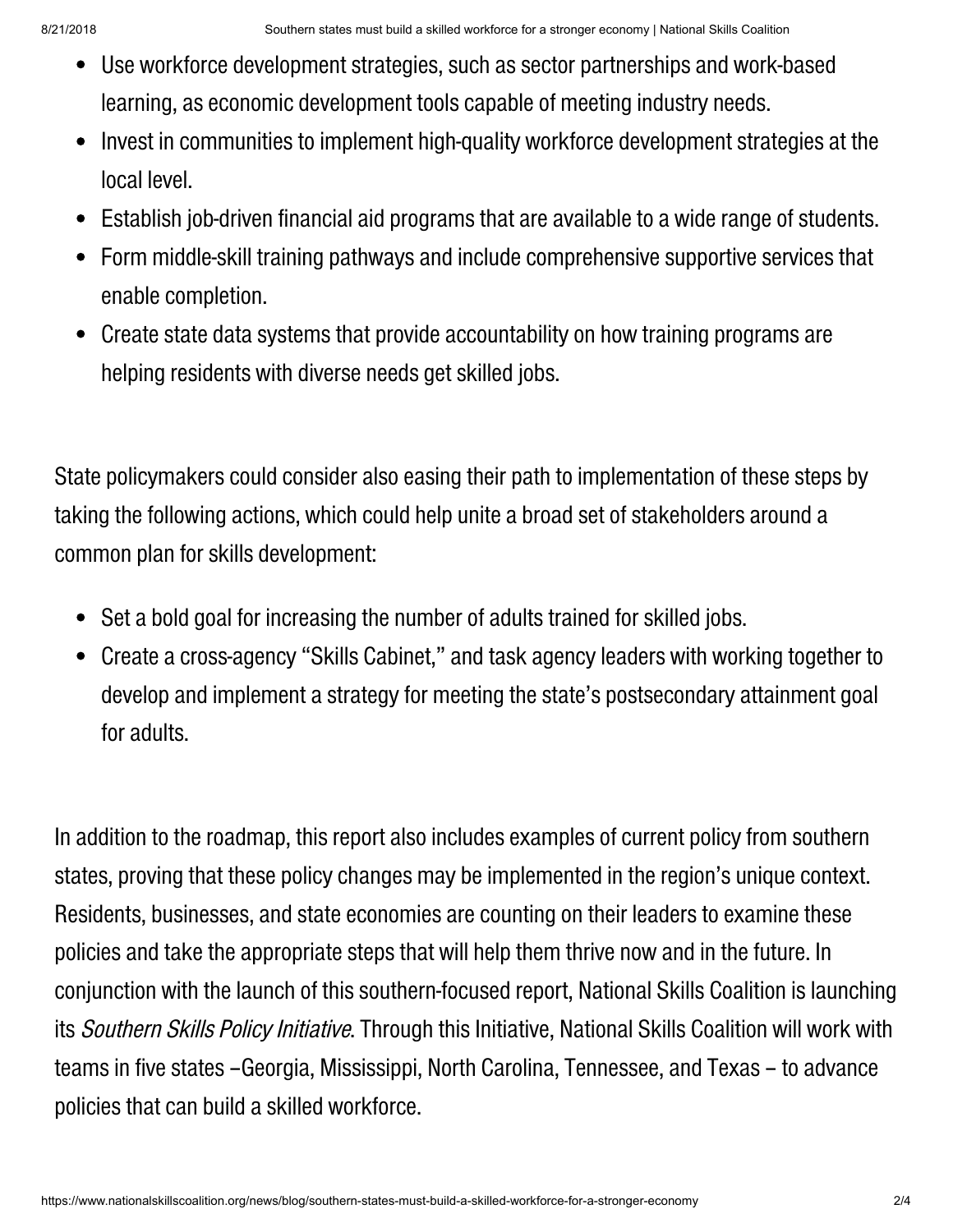- Use workforce development strategies, such as sector partnerships and work-based learning, as economic development tools capable of meeting industry needs.
- Invest in communities to implement high-quality workforce development strategies at the local level.
- Establish job-driven financial aid programs that are available to a wide range of students.
- Form middle-skill training pathways and include comprehensive supportive services that enable completion.
- Create state data systems that provide accountability on how training programs are helping residents with diverse needs get skilled jobs.

State policymakers could consider also easing their path to implementation of these steps by taking the following actions, which could help unite a broad set of stakeholders around a common plan for skills development:

- Set a bold goal for increasing the number of adults trained for skilled jobs.
- Create a cross-agency "Skills Cabinet," and task agency leaders with working together to develop and implement a strategy for meeting the state's postsecondary attainment goal for adults.

In addition to the roadmap, this report also includes examples of current policy from southern states, proving that these policy changes may be implemented in the region's unique context. Residents, businesses, and state economies are counting on their leaders to examine these policies and take the appropriate steps that will help them thrive now and in the future. In conjunction with the launch of this southern-focused report, National Skills Coalition is launching its *Southern Skills Policy Initiative*. Through this Initiative, National Skills Coalition will work with teams in five states –Georgia, Mississippi, North Carolina, Tennessee, and Texas – to advance policies that can build a skilled workforce.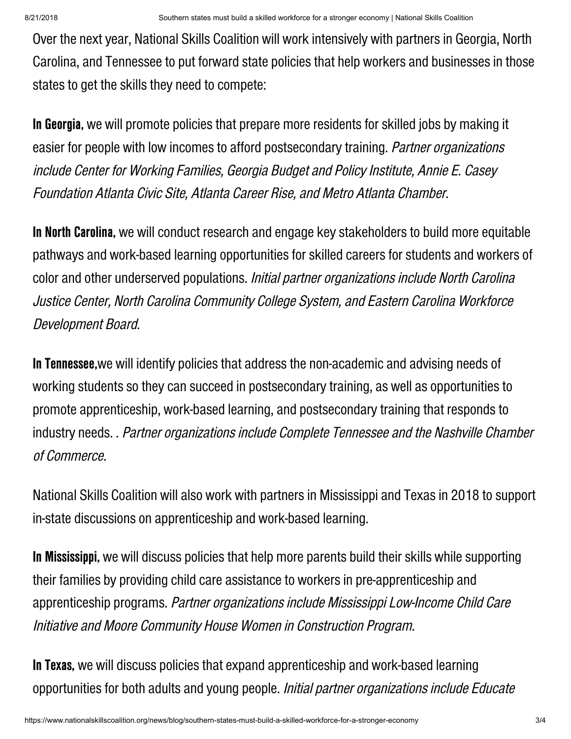Over the next year, National Skills Coalition will work intensively with partners in Georgia, North Carolina, and Tennessee to put forward state policies that help workers and businesses in those states to get the skills they need to compete:

**In Georgia,** we will promote policies that prepare more residents for skilled jobs by making it easier for people with low incomes to afford postsecondary training. *Partner organizations include Center for Working Families, Georgia Budget and Policy Institute, Annie E. Casey Foundation Atlanta Civic Site, Atlanta Career Rise, and Metro Atlanta Chamber.*

**In North Carolina,** we will conduct research and engage key stakeholders to build more equitable pathways and work-based learning opportunities for skilled careers for students and workers of color and other underserved populations. *Initial partner organizations include North Carolina Justice Center, North Carolina Community College System, and Eastern Carolina Workforce Development Board.*

**In Tennessee,**we will identify policies that address the non-academic and advising needs of working students so they can succeed in postsecondary training, as well as opportunities to promote apprenticeship, work-based learning, and postsecondary training that responds to industry needs. . *Partner organizations include Complete Tennessee and the Nashville Chamber of Commerce.*

National Skills Coalition will also work with partners in Mississippi and Texas in 2018 to support in-state discussions on apprenticeship and work-based learning.

**In Mississippi,** we will discuss policies that help more parents build their skills while supporting their families by providing child care assistance to workers in pre-apprenticeship and apprenticeship programs. *Partner organizations include Mississippi Low-Income Child Care Initiative and Moore Community House Women in Construction Program.*

**In Texas,** we will discuss policies that expand apprenticeship and work-based learning opportunities for both adults and young people. *Initial partner organizations include Educate*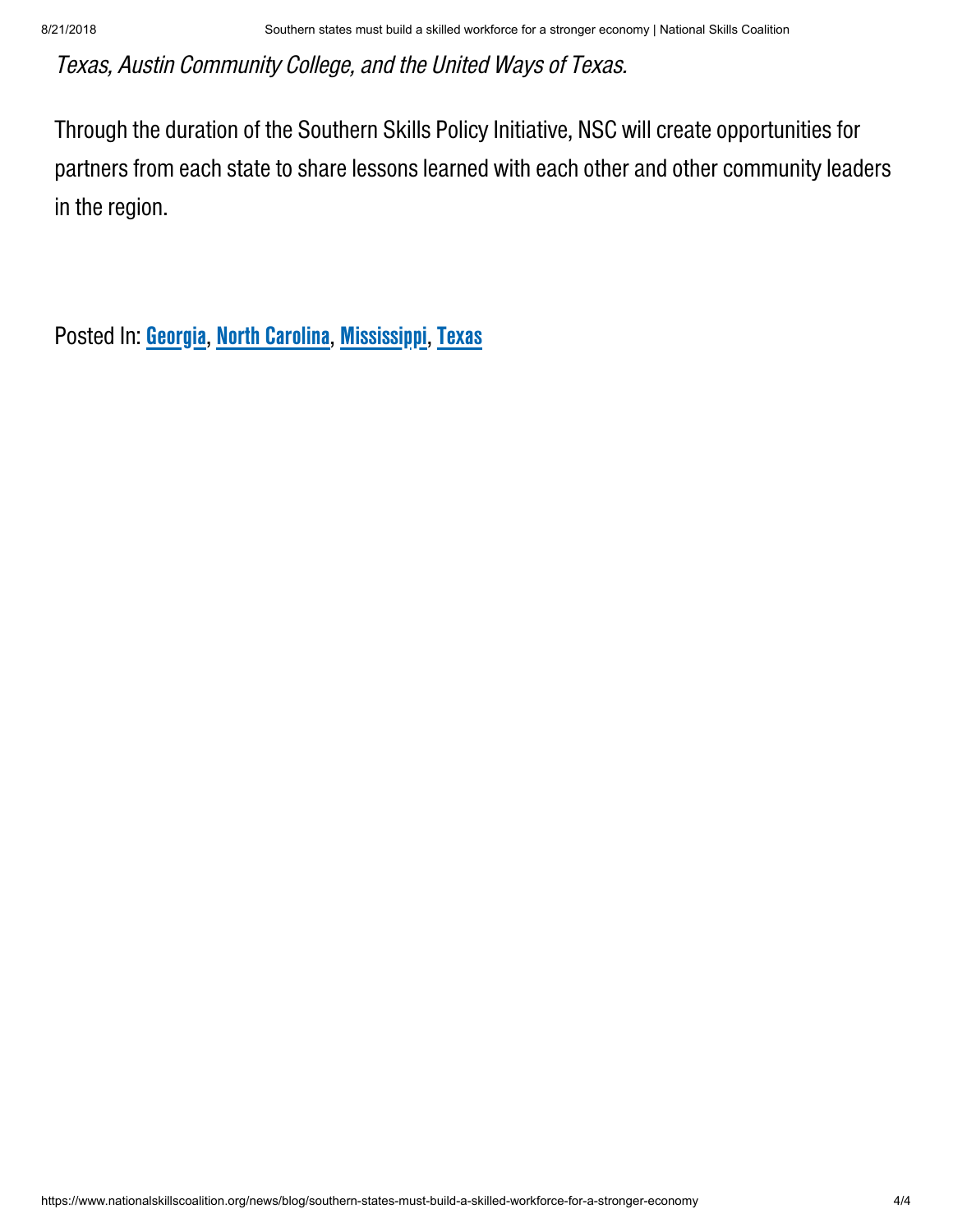*Texas, Austin Community College, and the United Ways of Texas.*

Through the duration of the Southern Skills Policy Initiative, NSC will create opportunities for partners from each state to share lessons learned with each other and other community leaders in the region.

Posted In: **Georgia**, **North Carolina**, **Mississippi**, **Texas**